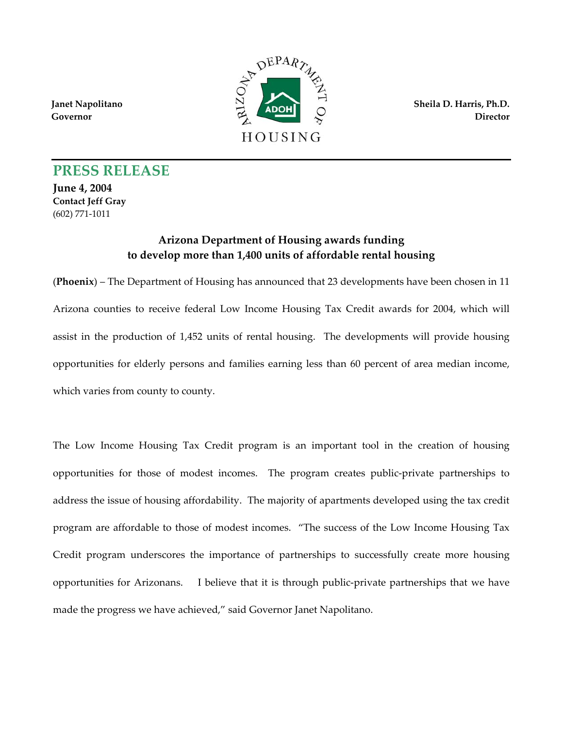Janet Napolitano
Governor

ARIZONA DEPARTMENT OF HOUSING

Sheila D. Harris, Ph.D.
Director

## PRESS RELEASE

**June 4, 2004**
**Contact Jeff Gray**
(602) 771-1011

### Arizona Department of Housing awards funding to develop more than 1,400 units of affordable rental housing

(**Phoenix**) – The Department of Housing has announced that 23 developments have been chosen in 11 Arizona counties to receive federal Low Income Housing Tax Credit awards for 2004, which will assist in the production of 1,452 units of rental housing. The developments will provide housing opportunities for elderly persons and families earning less than 60 percent of area median income, which varies from county to county.

The Low Income Housing Tax Credit program is an important tool in the creation of housing opportunities for those of modest incomes. The program creates public-private partnerships to address the issue of housing affordability. The majority of apartments developed using the tax credit program are affordable to those of modest incomes. "The success of the Low Income Housing Tax Credit program underscores the importance of partnerships to successfully create more housing opportunities for Arizonans. I believe that it is through public-private partnerships that we have made the progress we have achieved," said Governor Janet Napolitano.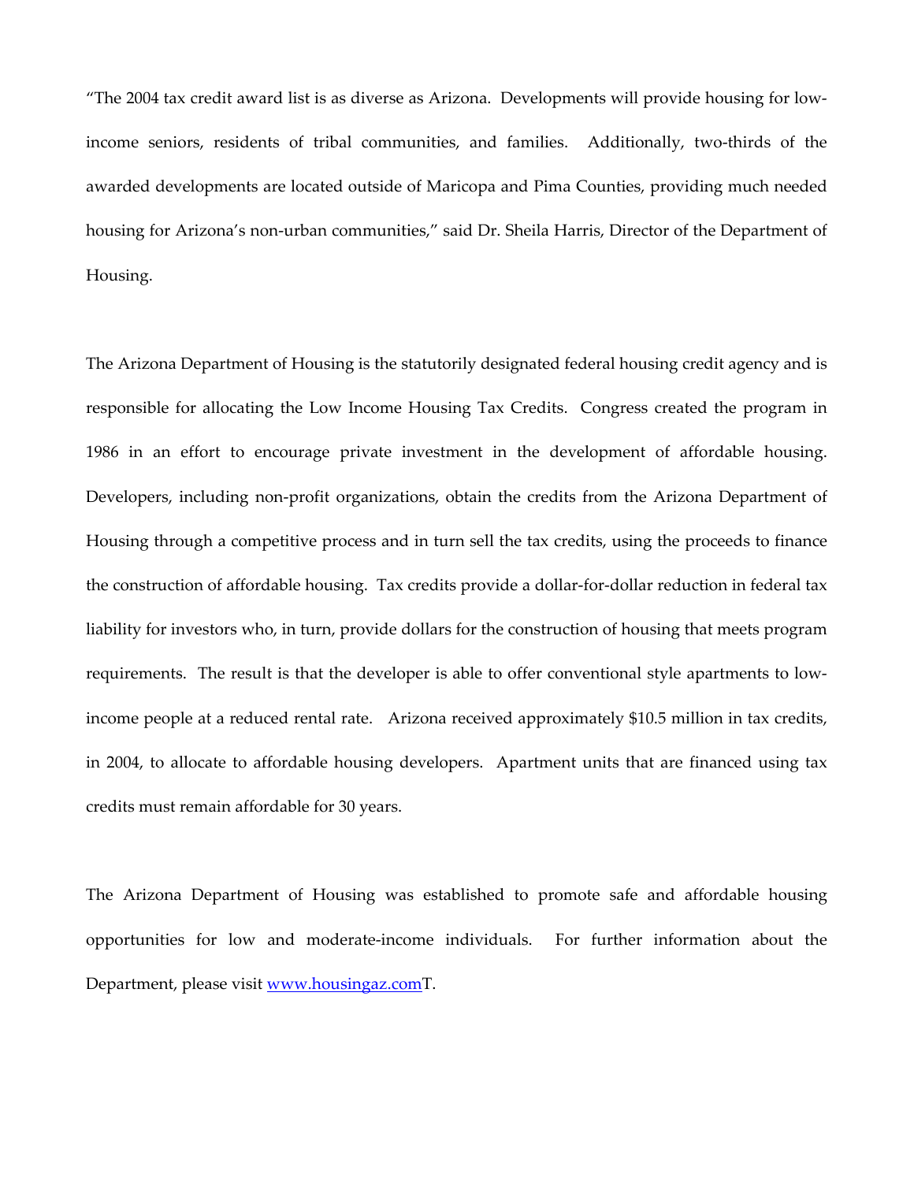"The 2004 tax credit award list is as diverse as Arizona. Developments will provide housing for low-income seniors, residents of tribal communities, and families. Additionally, two-thirds of the awarded developments are located outside of Maricopa and Pima Counties, providing much needed housing for Arizona's non-urban communities," said Dr. Sheila Harris, Director of the Department of Housing.

The Arizona Department of Housing is the statutorily designated federal housing credit agency and is responsible for allocating the Low Income Housing Tax Credits. Congress created the program in 1986 in an effort to encourage private investment in the development of affordable housing. Developers, including non-profit organizations, obtain the credits from the Arizona Department of Housing through a competitive process and in turn sell the tax credits, using the proceeds to finance the construction of affordable housing. Tax credits provide a dollar-for-dollar reduction in federal tax liability for investors who, in turn, provide dollars for the construction of housing that meets program requirements. The result is that the developer is able to offer conventional style apartments to low-income people at a reduced rental rate. Arizona received approximately $10.5 million in tax credits, in 2004, to allocate to affordable housing developers. Apartment units that are financed using tax credits must remain affordable for 30 years.

The Arizona Department of Housing was established to promote safe and affordable housing opportunities for low and moderate-income individuals. For further information about the Department, please visit [www.housingaz.com](http://www.housingaz.com)T.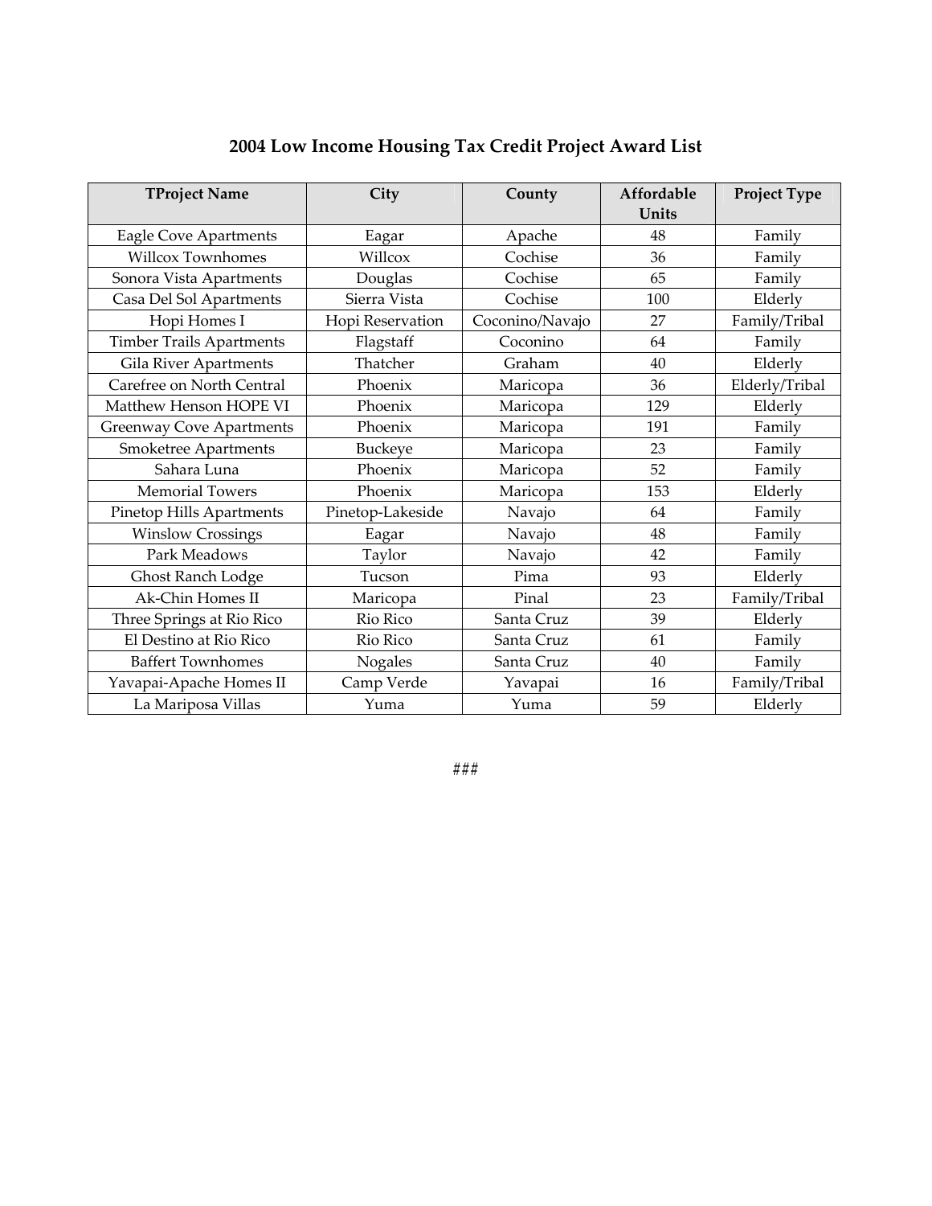## 2004 Low Income Housing Tax Credit Project Award List

| TProject Name | City | County | Affordable Units | Project Type |
|---|---|---|---|---|
| Eagle Cove Apartments | Eagar | Apache | 48 | Family |
| Willcox Townhomes | Willcox | Cochise | 36 | Family |
| Sonora Vista Apartments | Douglas | Cochise | 65 | Family |
| Casa Del Sol Apartments | Sierra Vista | Cochise | 100 | Elderly |
| Hopi Homes I | Hopi Reservation | Coconino/Navajo | 27 | Family/Tribal |
| Timber Trails Apartments | Flagstaff | Coconino | 64 | Family |
| Gila River Apartments | Thatcher | Graham | 40 | Elderly |
| Carefree on North Central | Phoenix | Maricopa | 36 | Elderly/Tribal |
| Matthew Henson HOPE VI | Phoenix | Maricopa | 129 | Elderly |
| Greenway Cove Apartments | Phoenix | Maricopa | 191 | Family |
| Smoketree Apartments | Buckeye | Maricopa | 23 | Family |
| Sahara Luna | Phoenix | Maricopa | 52 | Family |
| Memorial Towers | Phoenix | Maricopa | 153 | Elderly |
| Pinetop Hills Apartments | Pinetop-Lakeside | Navajo | 64 | Family |
| Winslow Crossings | Eagar | Navajo | 48 | Family |
| Park Meadows | Taylor | Navajo | 42 | Family |
| Ghost Ranch Lodge | Tucson | Pima | 93 | Elderly |
| Ak-Chin Homes II | Maricopa | Pinal | 23 | Family/Tribal |
| Three Springs at Rio Rico | Rio Rico | Santa Cruz | 39 | Elderly |
| El Destino at Rio Rico | Rio Rico | Santa Cruz | 61 | Family |
| Baffert Townhomes | Nogales | Santa Cruz | 40 | Family |
| Yavapai-Apache Homes II | Camp Verde | Yavapai | 16 | Family/Tribal |
| La Mariposa Villas | Yuma | Yuma | 59 | Elderly |

###